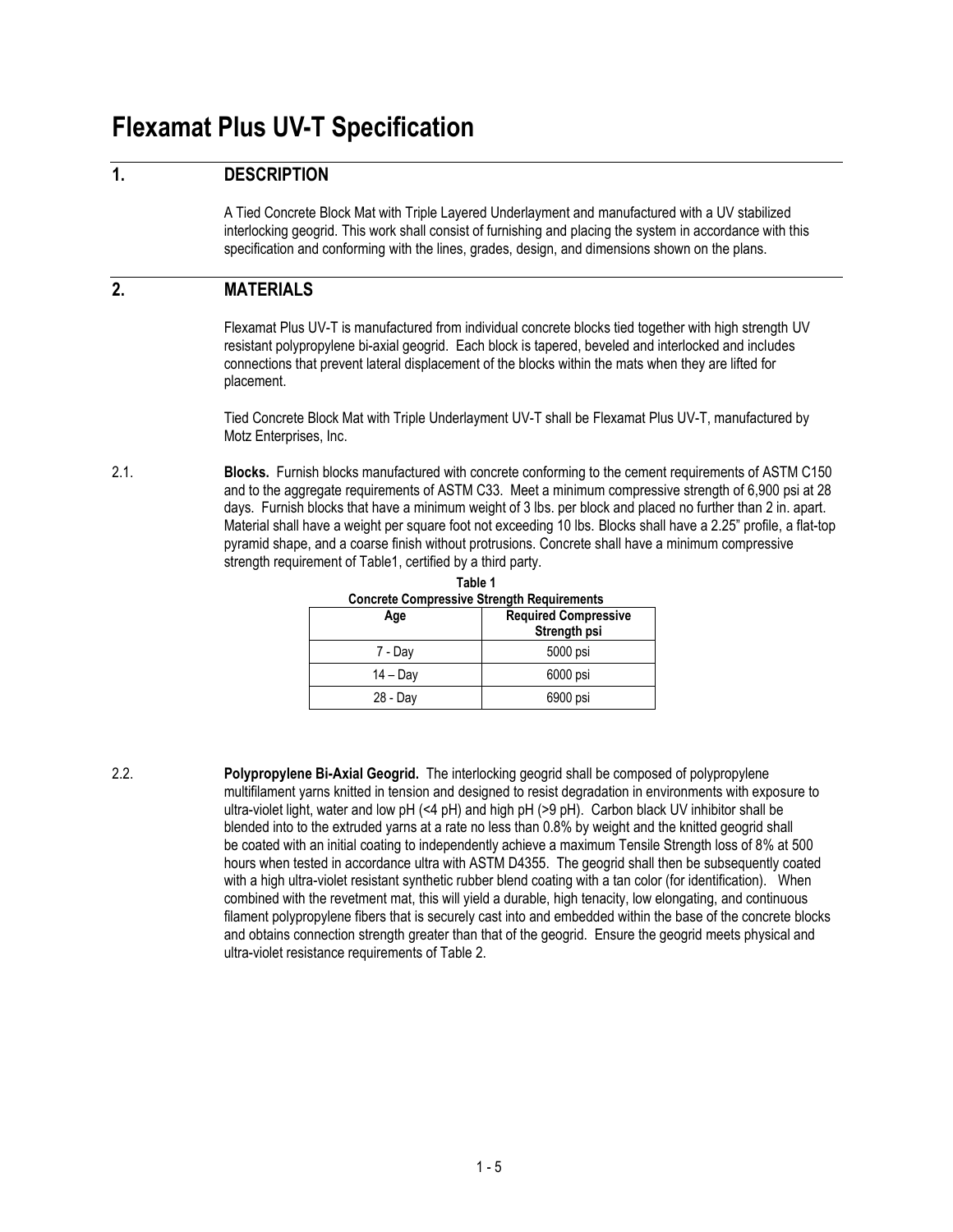# Flexamat Plus UV-T Specification

## 1. DESCRIPTION

A Tied Concrete Block Mat with Triple Layered Underlayment and manufactured with a UV stabilized interlocking geogrid. This work shall consist of furnishing and placing the system in accordance with this specification and conforming with the lines, grades, design, and dimensions shown on the plans.

## 2. MATERIALS

Flexamat Plus UV-T is manufactured from individual concrete blocks tied together with high strength UV resistant polypropylene bi-axial geogrid. Each block is tapered, beveled and interlocked and includes connections that prevent lateral displacement of the blocks within the mats when they are lifted for placement.

Tied Concrete Block Mat with Triple Underlayment UV-T shall be Flexamat Plus UV-T, manufactured by Motz Enterprises, Inc.

2.1. **Blocks.** Furnish blocks manufactured with concrete conforming to the cement requirements of ASTM C150 and to the aggregate requirements of ASTM C33. Meet a minimum compressive strength of 6,900 psi at 28 days. Furnish blocks that have a minimum weight of 3 lbs. per block and placed no further than 2 in. apart. Material shall have a weight per square foot not exceeding 10 lbs. Blocks shall have a 2.25" profile, a flat-top pyramid shape, and a coarse finish without protrusions. Concrete shall have a minimum compressive strength requirement of Table1, certified by a third party.

**Table 1**
**Concrete Compressive Strength Requirements**

| Age | Required Compressive Strength psi |
|---|---|
| 7 - Day | 5000 psi |
| 14 – Day | 6000 psi |
| 28 - Day | 6900 psi |

2.2. **Polypropylene Bi-Axial Geogrid.** The interlocking geogrid shall be composed of polypropylene multifilament yarns knitted in tension and designed to resist degradation in environments with exposure to ultra-violet light, water and low pH (<4 pH) and high pH (>9 pH). Carbon black UV inhibitor shall be blended into to the extruded yarns at a rate no less than 0.8% by weight and the knitted geogrid shall be coated with an initial coating to independently achieve a maximum Tensile Strength loss of 8% at 500 hours when tested in accordance ultra with ASTM D4355. The geogrid shall then be subsequently coated with a high ultra-violet resistant synthetic rubber blend coating with a tan color (for identification). When combined with the revetment mat, this will yield a durable, high tenacity, low elongating, and continuous filament polypropylene fibers that is securely cast into and embedded within the base of the concrete blocks and obtains connection strength greater than that of the geogrid. Ensure the geogrid meets physical and ultra-violet resistance requirements of Table 2.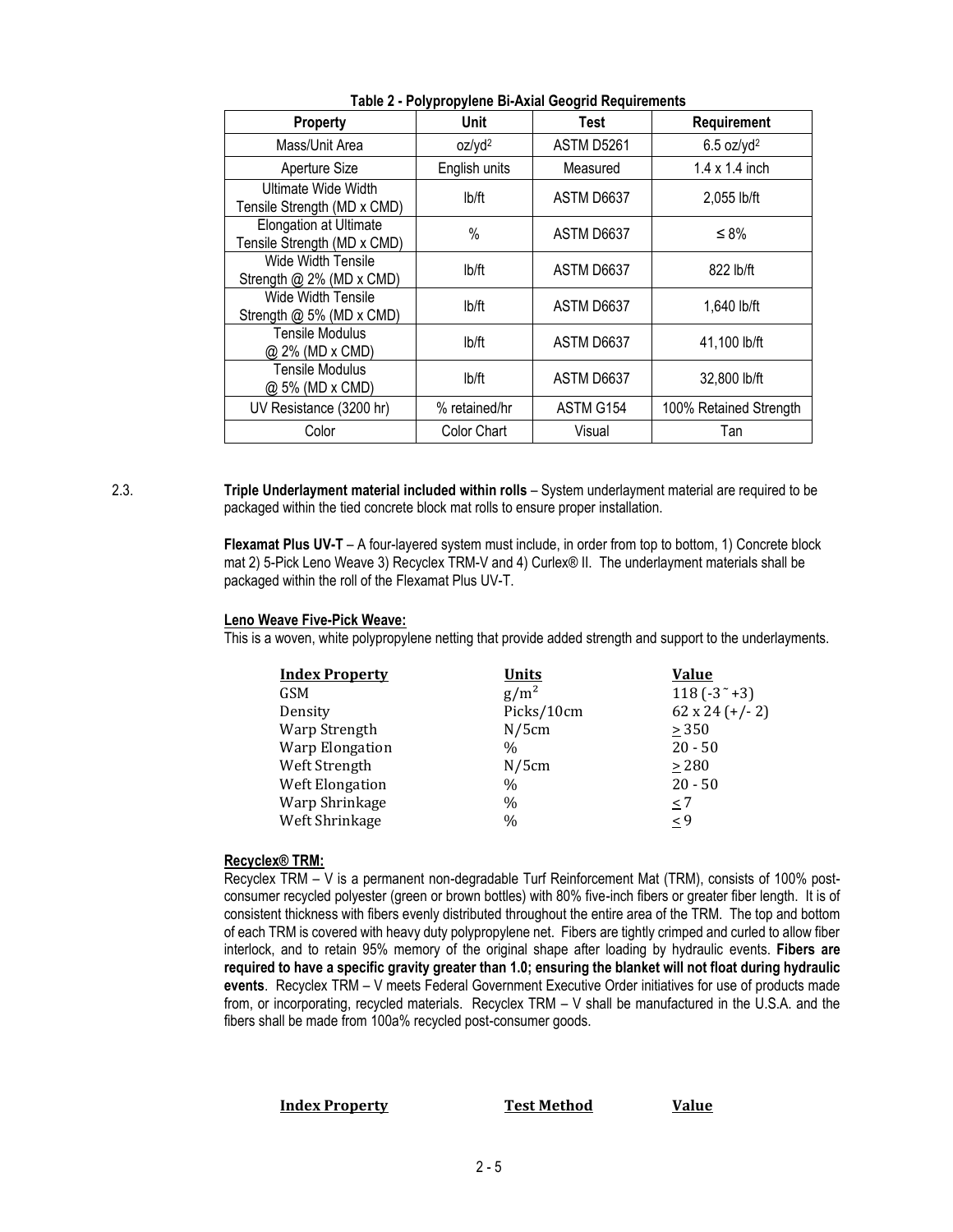**Table 2 - Polypropylene Bi-Axial Geogrid Requirements**

| Property | Unit | Test | Requirement |
|---|---|---|---|
| Mass/Unit Area | oz/yd$^2$ | ASTM D5261 | 6.5 oz/yd$^2$ |
| Aperture Size | English units | Measured | 1.4 x 1.4 inch |
| Ultimate Wide Width Tensile Strength (MD x CMD) | lb/ft | ASTM D6637 | 2,055 lb/ft |
| Elongation at Ultimate Tensile Strength (MD x CMD) | % | ASTM D6637 | ≤ 8% |
| Wide Width Tensile Strength @ 2% (MD x CMD) | lb/ft | ASTM D6637 | 822 lb/ft |
| Wide Width Tensile Strength @ 5% (MD x CMD) | lb/ft | ASTM D6637 | 1,640 lb/ft |
| Tensile Modulus @ 2% (MD x CMD) | lb/ft | ASTM D6637 | 41,100 lb/ft |
| Tensile Modulus @ 5% (MD x CMD) | lb/ft | ASTM D6637 | 32,800 lb/ft |
| UV Resistance (3200 hr) | % retained/hr | ASTM G154 | 100% Retained Strength |
| Color | Color Chart | Visual | Tan |

2.3. **Triple Underlayment material included within rolls** – System underlayment material are required to be packaged within the tied concrete block mat rolls to ensure proper installation.

**Flexamat Plus UV-T** – A four-layered system must include, in order from top to bottom, 1) Concrete block mat 2) 5-Pick Leno Weave 3) Recyclex TRM-V and 4) Curlex® II. The underlayment materials shall be packaged within the roll of the Flexamat Plus UV-T.

**Leno Weave Five-Pick Weave:**

This is a woven, white polypropylene netting that provide added strength and support to the underlayments.

| Index Property | Units | Value |
|---|---|---|
| GSM | g/m$^2$ | 118 (-3 ˜ +3) |
| Density | Picks/10cm | 62 x 24 (+/- 2) |
| Warp Strength | N/5cm | > 350 |
| Warp Elongation | % | 20 - 50 |
| Weft Strength | N/5cm | > 280 |
| Weft Elongation | % | 20 - 50 |
| Warp Shrinkage | % | < 7 |
| Weft Shrinkage | % | < 9 |

**Recyclex® TRM:**

Recyclex TRM – V is a permanent non-degradable Turf Reinforcement Mat (TRM), consists of 100% post-consumer recycled polyester (green or brown bottles) with 80% five-inch fibers or greater fiber length. It is of consistent thickness with fibers evenly distributed throughout the entire area of the TRM. The top and bottom of each TRM is covered with heavy duty polypropylene net. Fibers are tightly crimped and curled to allow fiber interlock, and to retain 95% memory of the original shape after loading by hydraulic events. **Fibers are required to have a specific gravity greater than 1.0; ensuring the blanket will not float during hydraulic events**. Recyclex TRM – V meets Federal Government Executive Order initiatives for use of products made from, or incorporating, recycled materials. Recyclex TRM – V shall be manufactured in the U.S.A. and the fibers shall be made from 100a% recycled post-consumer goods.

| Index Property | Test Method | Value |
|---|---|---|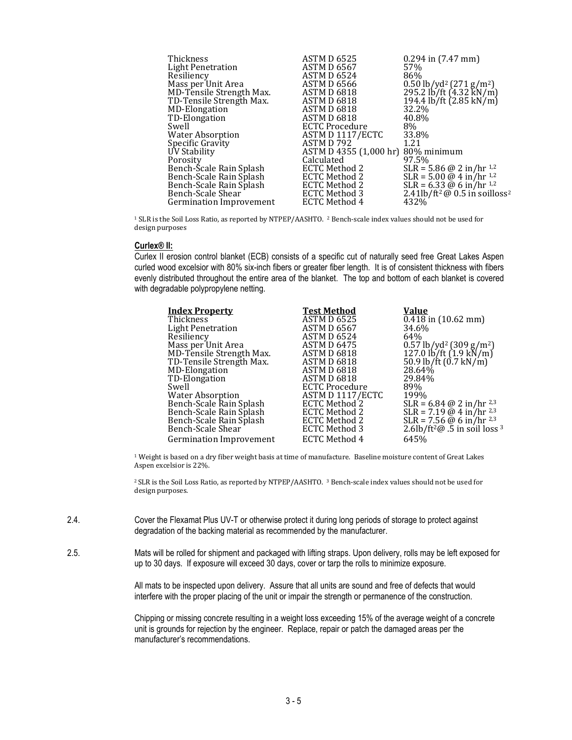| | | |
|---|---|---|
| Thickness | ASTM D 6525 | 0.294 in (7.47 mm) |
| Light Penetration | ASTM D 6567 | 57% |
| Resiliency | ASTM D 6524 | 86% |
| Mass per Unit Area | ASTM D 6566 | 0.50 lb/yd² (271 g/m²) |
| MD-Tensile Strength Max. | ASTM D 6818 | 295.2 lb/ft (4.32 kN/m) |
| TD-Tensile Strength Max. | ASTM D 6818 | 194.4 lb/ft (2.85 kN/m) |
| MD-Elongation | ASTM D 6818 | 32.2% |
| TD-Elongation | ASTM D 6818 | 40.8% |
| Swell | ECTC Procedure | 8% |
| Water Absorption | ASTM D 1117/ECTC | 33.8% |
| Specific Gravity | ASTM D 792 | 1.21 |
| UV Stability | ASTM D 4355 (1,000 hr) | 80% minimum |
| Porosity | Calculated | 97.5% |
| Bench-Scale Rain Splash | ECTC Method 2 | SLR = 5.86 @ 2 in/hr [1,2] |
| Bench-Scale Rain Splash | ECTC Method 2 | SLR = 5.00 @ 4 in/hr [1,2] |
| Bench-Scale Rain Splash | ECTC Method 2 | SLR = 6.33 @ 6 in/hr [1,2] |
| Bench-Scale Shear | ECTC Method 3 | 2.41lb/ft² @ 0.5 in soilloss[2] |
| Germination Improvement | ECTC Method 4 | 432% |

[1] SLR is the Soil Loss Ratio, as reported by NTPEP/AASHTO. [2] Bench-scale index values should not be used for design purposes

**Curlex® II:**

Curlex II erosion control blanket (ECB) consists of a specific cut of naturally seed free Great Lakes Aspen curled wood excelsior with 80% six-inch fibers or greater fiber length. It is of consistent thickness with fibers evenly distributed throughout the entire area of the blanket. The top and bottom of each blanket is covered with degradable polypropylene netting.

| Index Property | Test Method | Value |
|---|---|---|
| Thickness | ASTM D 6525 | 0.418 in (10.62 mm) |
| Light Penetration | ASTM D 6567 | 34.6% |
| Resiliency | ASTM D 6524 | 64% |
| Mass per Unit Area | ASTM D 6475 | 0.57 lb/yd² (309 g/m²) |
| MD-Tensile Strength Max. | ASTM D 6818 | 127.0 lb/ft (1.9 kN/m) |
| TD-Tensile Strength Max. | ASTM D 6818 | 50.9 lb/ft (0.7 kN/m) |
| MD-Elongation | ASTM D 6818 | 28.64% |
| TD-Elongation | ASTM D 6818 | 29.84% |
| Swell | ECTC Procedure | 89% |
| Water Absorption | ASTM D 1117/ECTC | 199% |
| Bench-Scale Rain Splash | ECTC Method 2 | SLR = 6.84 @ 2 in/hr [2,3] |
| Bench-Scale Rain Splash | ECTC Method 2 | SLR = 7.19 @ 4 in/hr [2,3] |
| Bench-Scale Rain Splash | ECTC Method 2 | SLR = 7.56 @ 6 in/hr [2,3] |
| Bench-Scale Shear | ECTC Method 3 | 2.6lb/ft²@ .5 in soil loss [3] |
| Germination Improvement | ECTC Method 4 | 645% |

[1] Weight is based on a dry fiber weight basis at time of manufacture. Baseline moisture content of Great Lakes Aspen excelsior is 22%.

[2] SLR is the Soil Loss Ratio, as reported by NTPEP/AASHTO. [3] Bench-scale index values should not be used for design purposes.

2.4. Cover the Flexamat Plus UV-T or otherwise protect it during long periods of storage to protect against degradation of the backing material as recommended by the manufacturer.

2.5. Mats will be rolled for shipment and packaged with lifting straps. Upon delivery, rolls may be left exposed for up to 30 days. If exposure will exceed 30 days, cover or tarp the rolls to minimize exposure.

All mats to be inspected upon delivery. Assure that all units are sound and free of defects that would interfere with the proper placing of the unit or impair the strength or permanence of the construction.

Chipping or missing concrete resulting in a weight loss exceeding 15% of the average weight of a concrete unit is grounds for rejection by the engineer. Replace, repair or patch the damaged areas per the manufacturer's recommendations.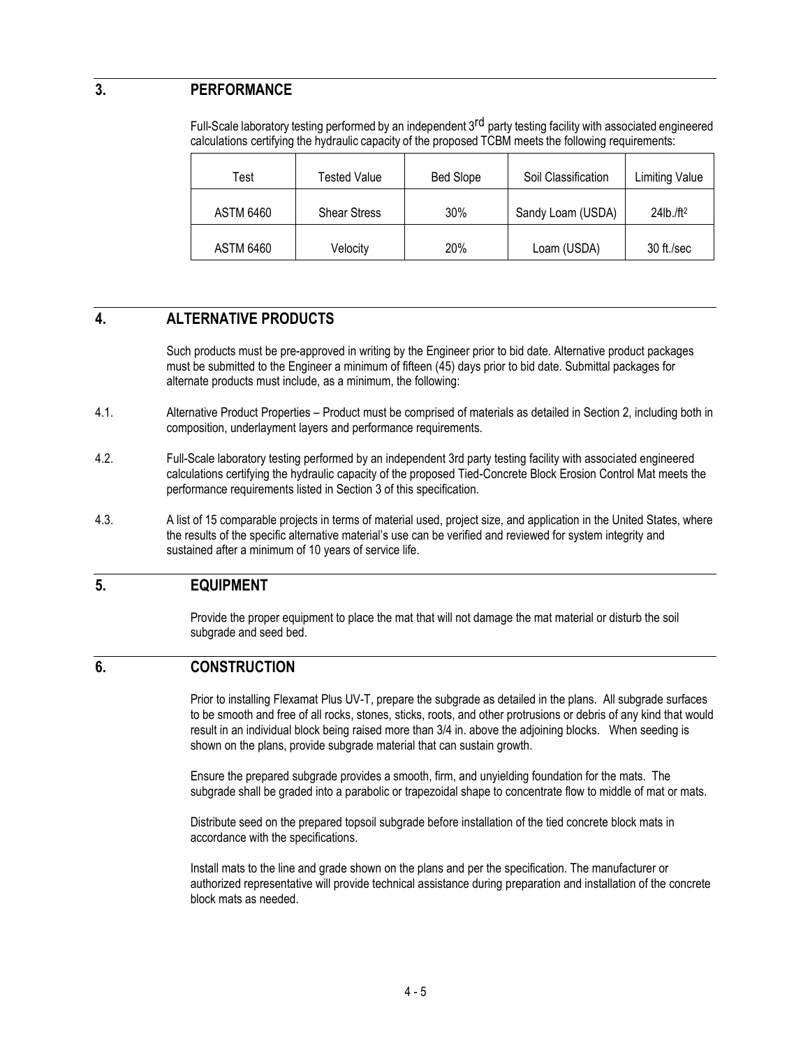## 3. PERFORMANCE

Full-Scale laboratory testing performed by an independent 3rd party testing facility with associated engineered calculations certifying the hydraulic capacity of the proposed TCBM meets the following requirements:

| Test | Tested Value | Bed Slope | Soil Classification | Limiting Value |
|---|---|---|---|---|
| ASTM 6460 | Shear Stress | 30% | Sandy Loam (USDA) | 24lb./ft$^2$ |
| ASTM 6460 | Velocity | 20% | Loam (USDA) | 30 ft./sec |

## 4. ALTERNATIVE PRODUCTS

Such products must be pre-approved in writing by the Engineer prior to bid date. Alternative product packages must be submitted to the Engineer a minimum of fifteen (45) days prior to bid date. Submittal packages for alternate products must include, as a minimum, the following:

4.1. Alternative Product Properties – Product must be comprised of materials as detailed in Section 2, including both in composition, underlayment layers and performance requirements.

4.2. Full-Scale laboratory testing performed by an independent 3rd party testing facility with associated engineered calculations certifying the hydraulic capacity of the proposed Tied-Concrete Block Erosion Control Mat meets the performance requirements listed in Section 3 of this specification.

4.3. A list of 15 comparable projects in terms of material used, project size, and application in the United States, where the results of the specific alternative material's use can be verified and reviewed for system integrity and sustained after a minimum of 10 years of service life.

## 5. EQUIPMENT

Provide the proper equipment to place the mat that will not damage the mat material or disturb the soil subgrade and seed bed.

## 6. CONSTRUCTION

Prior to installing Flexamat Plus UV-T, prepare the subgrade as detailed in the plans. All subgrade surfaces to be smooth and free of all rocks, stones, sticks, roots, and other protrusions or debris of any kind that would result in an individual block being raised more than 3/4 in. above the adjoining blocks. When seeding is shown on the plans, provide subgrade material that can sustain growth.

Ensure the prepared subgrade provides a smooth, firm, and unyielding foundation for the mats. The subgrade shall be graded into a parabolic or trapezoidal shape to concentrate flow to middle of mat or mats.

Distribute seed on the prepared topsoil subgrade before installation of the tied concrete block mats in accordance with the specifications.

Install mats to the line and grade shown on the plans and per the specification. The manufacturer or authorized representative will provide technical assistance during preparation and installation of the concrete block mats as needed.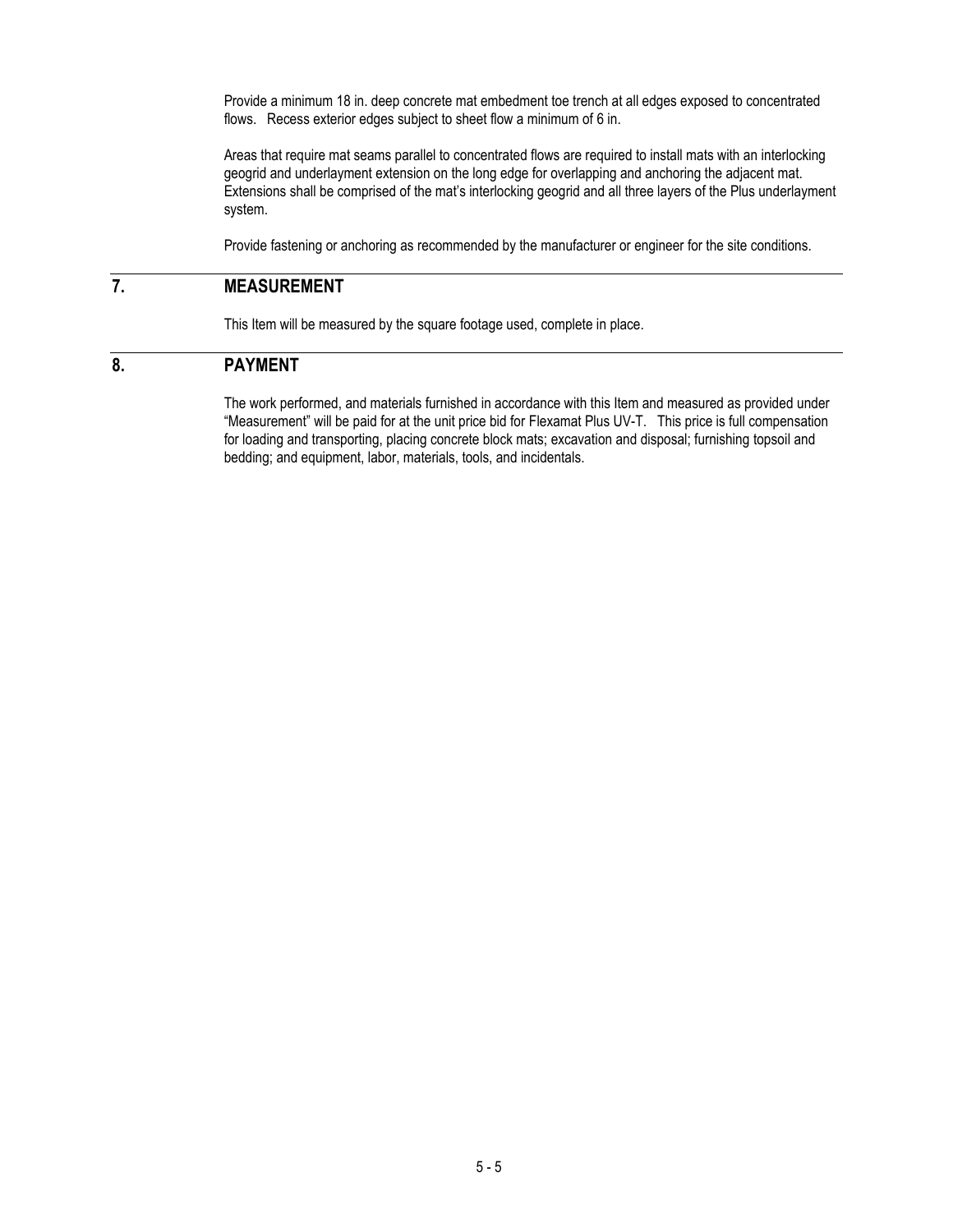Provide a minimum 18 in. deep concrete mat embedment toe trench at all edges exposed to concentrated flows. Recess exterior edges subject to sheet flow a minimum of 6 in.

Areas that require mat seams parallel to concentrated flows are required to install mats with an interlocking geogrid and underlayment extension on the long edge for overlapping and anchoring the adjacent mat. Extensions shall be comprised of the mat's interlocking geogrid and all three layers of the Plus underlayment system.

Provide fastening or anchoring as recommended by the manufacturer or engineer for the site conditions.

## 7. MEASUREMENT

This Item will be measured by the square footage used, complete in place.

## 8. PAYMENT

The work performed, and materials furnished in accordance with this Item and measured as provided under "Measurement" will be paid for at the unit price bid for Flexamat Plus UV-T. This price is full compensation for loading and transporting, placing concrete block mats; excavation and disposal; furnishing topsoil and bedding; and equipment, labor, materials, tools, and incidentals.